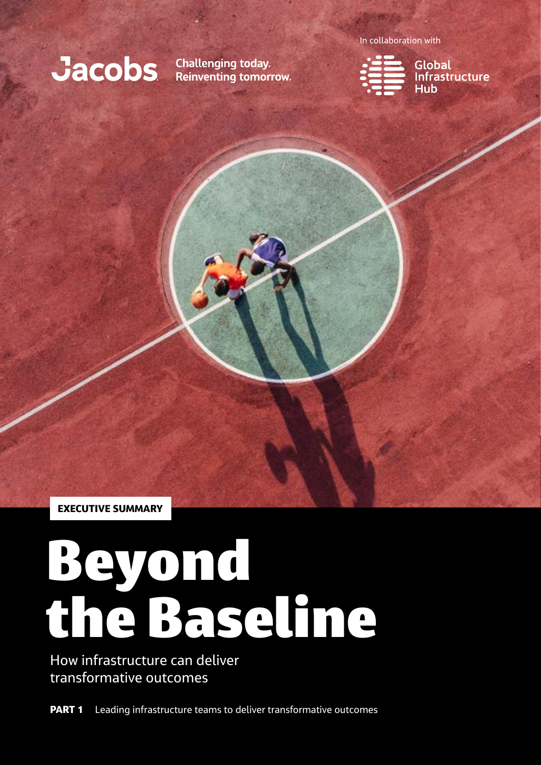Jacobs

Challenging today.
Reinventing tomorrow.

In collaboration with

Global Infrastructure Hub

**EXECUTIVE SUMMARY**

# Beyond the Baseline

How infrastructure can deliver transformative outcomes

**PART 1** Leading infrastructure teams to deliver transformative outcomes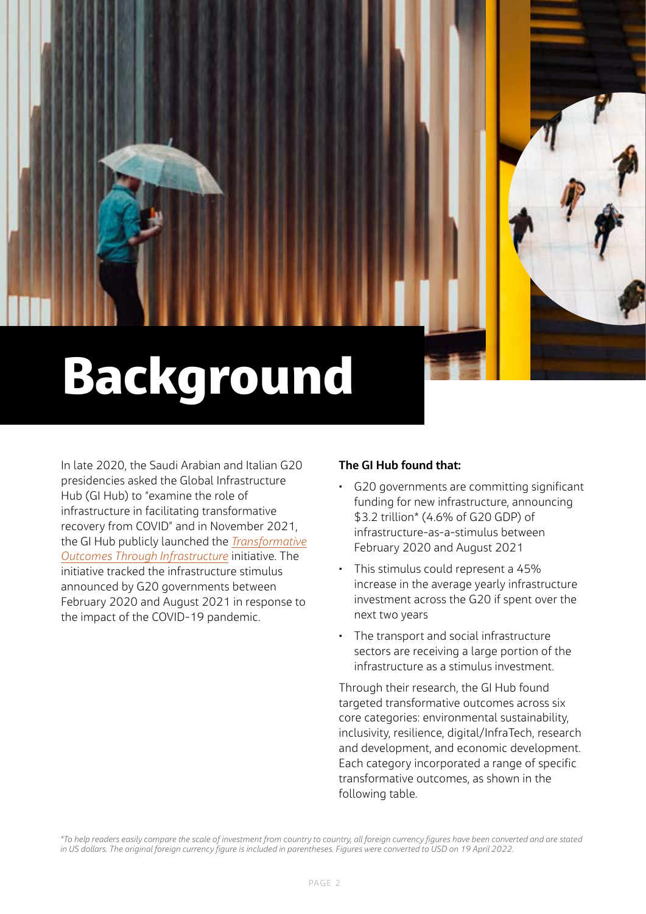# Background

In late 2020, the Saudi Arabian and Italian G20 presidencies asked the Global Infrastructure Hub (GI Hub) to "examine the role of infrastructure in facilitating transformative recovery from COVID" and in November 2021, the GI Hub publicly launched the *Transformative Outcomes Through Infrastructure* initiative. The initiative tracked the infrastructure stimulus announced by G20 governments between February 2020 and August 2021 in response to the impact of the COVID-19 pandemic.

**The GI Hub found that:**

- G20 governments are committing significant funding for new infrastructure, announcing $3.2 trillion* (4.6% of G20 GDP) of infrastructure-as-a-stimulus between February 2020 and August 2021
- This stimulus could represent a 45% increase in the average yearly infrastructure investment across the G20 if spent over the next two years
- The transport and social infrastructure sectors are receiving a large portion of the infrastructure as a stimulus investment.

Through their research, the GI Hub found targeted transformative outcomes across six core categories: environmental sustainability, inclusivity, resilience, digital/InfraTech, research and development, and economic development. Each category incorporated a range of specific transformative outcomes, as shown in the following table.

*\*To help readers easily compare the scale of investment from country to country, all foreign currency figures have been converted and are stated in US dollars. The original foreign currency figure is included in parentheses. Figures were converted to USD on 19 April 2022.*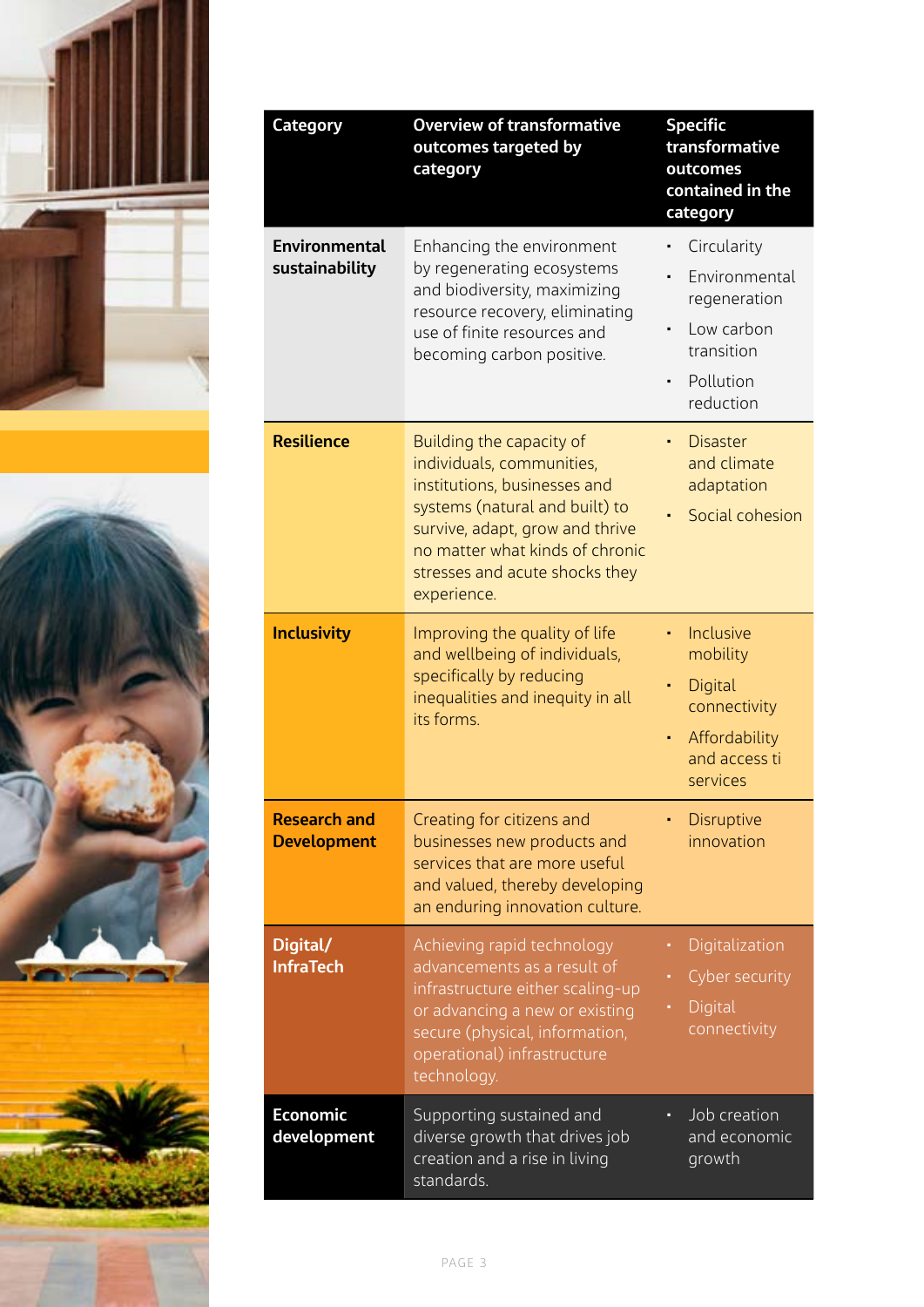| Category | Overview of transformative outcomes targeted by category | Specific transformative outcomes contained in the category |
|---|---|---|
| **Environmental sustainability** | Enhancing the environment by regenerating ecosystems and biodiversity, maximizing resource recovery, eliminating use of finite resources and becoming carbon positive. | • Circularity<br>• Environmental regeneration<br>• Low carbon transition<br>• Pollution reduction |
| **Resilience** | Building the capacity of individuals, communities, institutions, businesses and systems (natural and built) to survive, adapt, grow and thrive no matter what kinds of chronic stresses and acute shocks they experience. | • Disaster and climate adaptation<br>• Social cohesion |
| **Inclusivity** | Improving the quality of life and wellbeing of individuals, specifically by reducing inequalities and inequity in all its forms. | • Inclusive mobility<br>• Digital connectivity<br>• Affordability and access ti services |
| **Research and Development** | Creating for citizens and businesses new products and services that are more useful and valued, thereby developing an enduring innovation culture. | • Disruptive innovation |
| **Digital/ InfraTech** | Achieving rapid technology advancements as a result of infrastructure either scaling-up or advancing a new or existing secure (physical, information, operational) infrastructure technology. | • Digitalization<br>• Cyber security<br>• Digital connectivity |
| **Economic development** | Supporting sustained and diverse growth that drives job creation and a rise in living standards. | • Job creation and economic growth |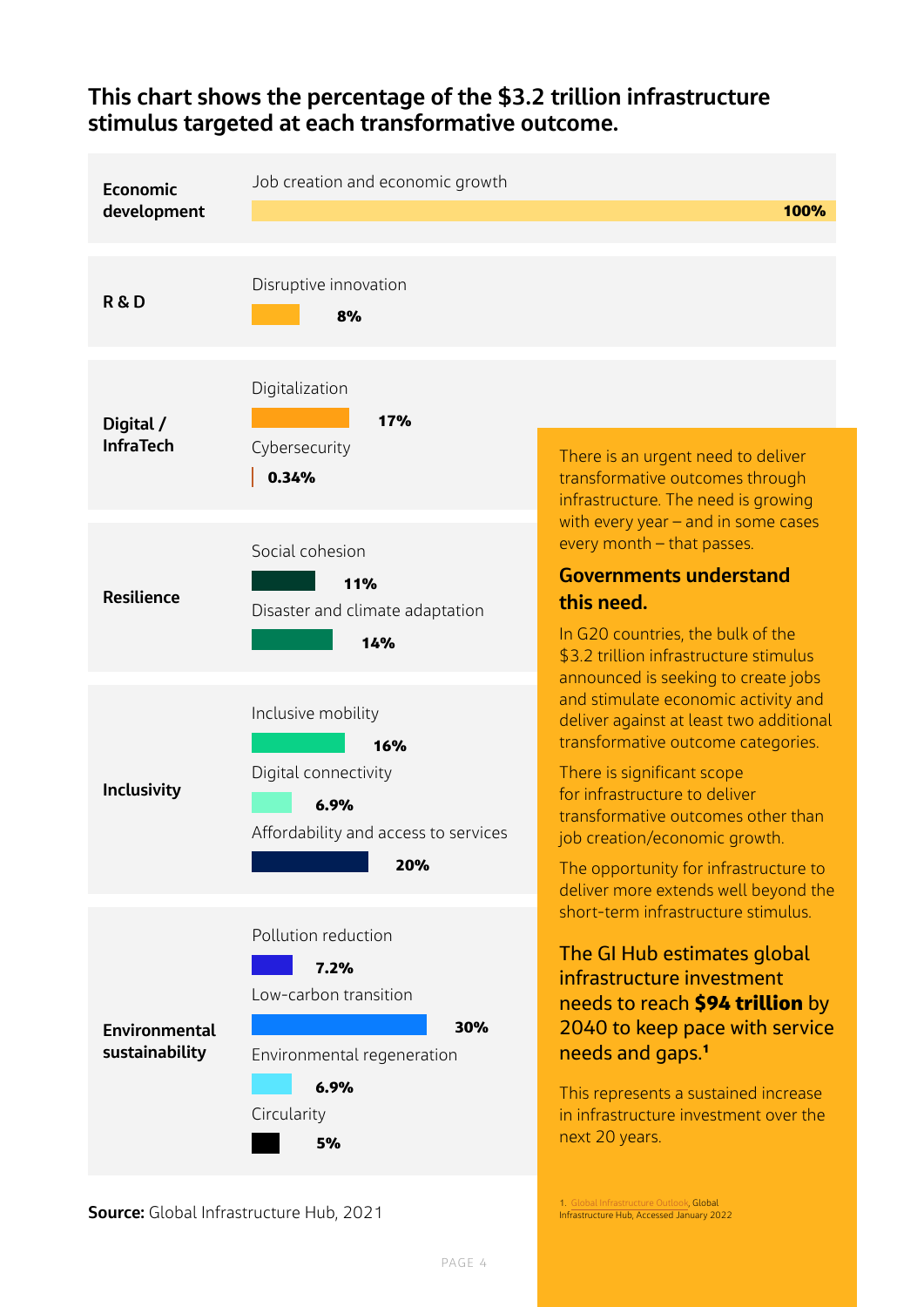**This chart shows the percentage of the $3.2 trillion infrastructure stimulus targeted at each transformative outcome.**

| Category | Transformative outcome | Percentage |
| --- | --- | --- |
| Economic development | Job creation and economic growth | 100% |
| R & D | Disruptive innovation | 8% |
| Digital / InfraTech | Digitalization | 17% |
| | Cybersecurity | 0.34% |
| Resilience | Social cohesion | 11% |
| | Disaster and climate adaptation | 14% |
| Inclusivity | Inclusive mobility | 16% |
| | Digital connectivity | 6.9% |
| | Affordability and access to services | 20% |
| Environmental sustainability | Pollution reduction | 7.2% |
| | Low-carbon transition | 30% |
| | Environmental regeneration | 6.9% |
| | Circularity | 5% |

**Source:** Global Infrastructure Hub, 2021

There is an urgent need to deliver transformative outcomes through infrastructure. The need is growing with every year – and in some cases every month – that passes.

## Governments understand this need.

In G20 countries, the bulk of the $3.2 trillion infrastructure stimulus announced is seeking to create jobs and stimulate economic activity and deliver against at least two additional transformative outcome categories.

There is significant scope for infrastructure to deliver transformative outcomes other than job creation/economic growth.

The opportunity for infrastructure to deliver more extends well beyond the short-term infrastructure stimulus.

## The GI Hub estimates global infrastructure investment needs to reach **$94 trillion** by 2040 to keep pace with service needs and gaps.[1]

This represents a sustained increase in infrastructure investment over the next 20 years.

1. Global Infrastructure Outlook, Global Infrastructure Hub, Accessed January 2022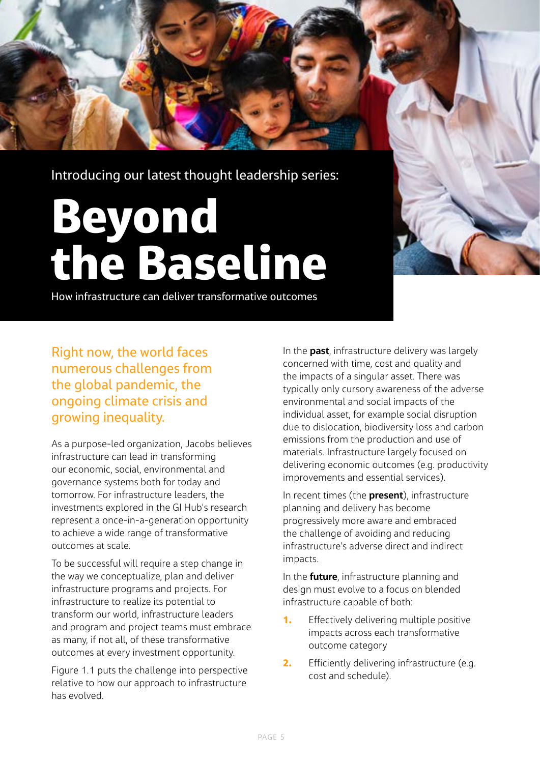Introducing our latest thought leadership series:

# Beyond the Baseline

How infrastructure can deliver transformative outcomes

## Right now, the world faces numerous challenges from the global pandemic, the ongoing climate crisis and growing inequality.

As a purpose-led organization, Jacobs believes infrastructure can lead in transforming our economic, social, environmental and governance systems both for today and tomorrow. For infrastructure leaders, the investments explored in the GI Hub's research represent a once-in-a-generation opportunity to achieve a wide range of transformative outcomes at scale.

To be successful will require a step change in the way we conceptualize, plan and deliver infrastructure programs and projects. For infrastructure to realize its potential to transform our world, infrastructure leaders and program and project teams must embrace as many, if not all, of these transformative outcomes at every investment opportunity.

Figure 1.1 puts the challenge into perspective relative to how our approach to infrastructure has evolved.

In the **past**, infrastructure delivery was largely concerned with time, cost and quality and the impacts of a singular asset. There was typically only cursory awareness of the adverse environmental and social impacts of the individual asset, for example social disruption due to dislocation, biodiversity loss and carbon emissions from the production and use of materials. Infrastructure largely focused on delivering economic outcomes (e.g. productivity improvements and essential services).

In recent times (the **present**), infrastructure planning and delivery has become progressively more aware and embraced the challenge of avoiding and reducing infrastructure's adverse direct and indirect impacts.

In the **future**, infrastructure planning and design must evolve to a focus on blended infrastructure capable of both:

1. Effectively delivering multiple positive impacts across each transformative outcome category
2. Efficiently delivering infrastructure (e.g. cost and schedule).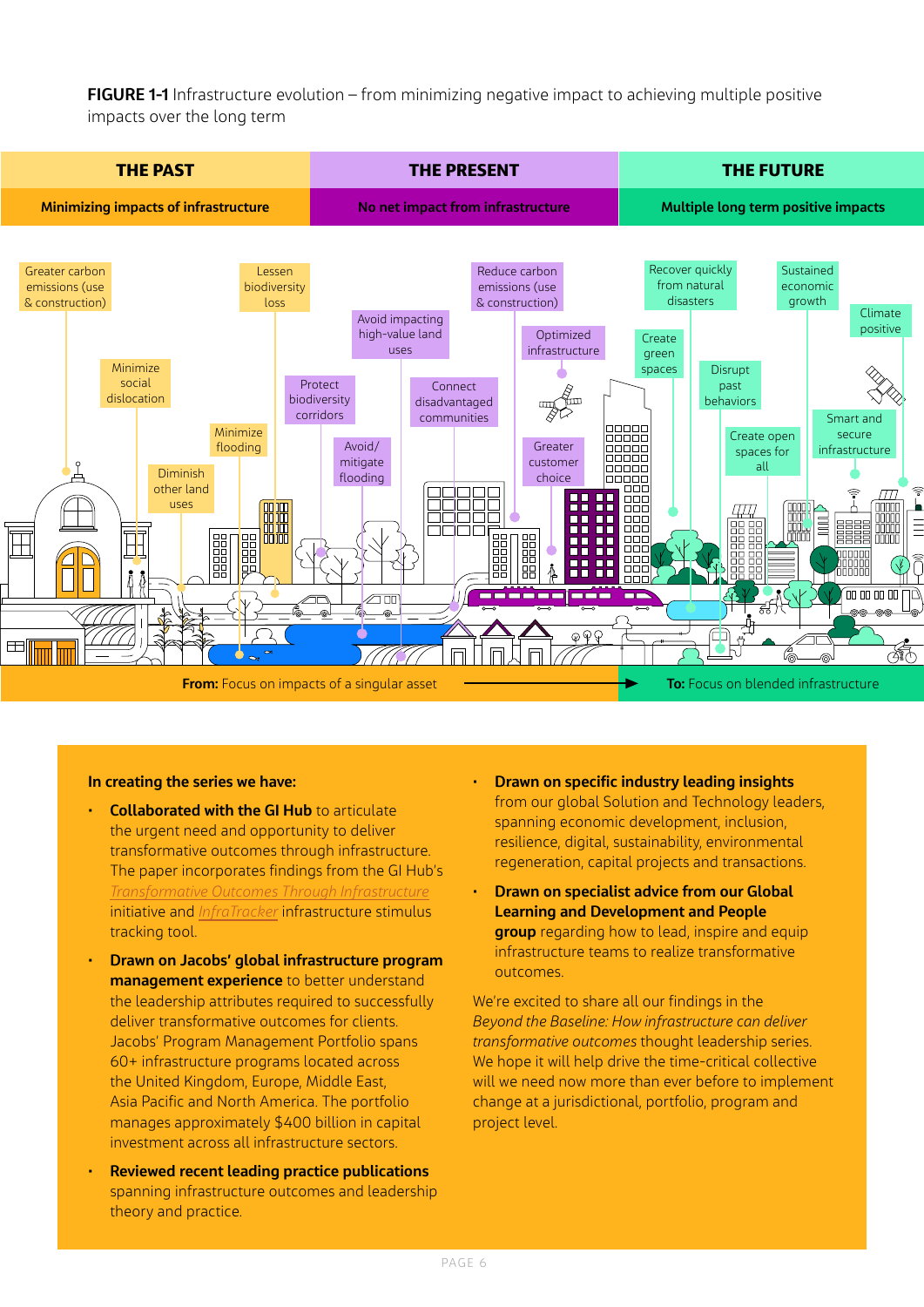**FIGURE 1-1** Infrastructure evolution – from minimizing negative impact to achieving multiple positive impacts over the long term

| THE PAST | THE PRESENT | THE FUTURE |
|---|---|---|
| Minimizing impacts of infrastructure | No net impact from infrastructure | Multiple long term positive impacts |

**The past:** Greater carbon emissions (use & construction); Lessen biodiversity loss; Minimize social dislocation; Minimize flooding; Diminish other land uses

**The present:** Reduce carbon emissions (use & construction); Avoid impacting high-value land uses; Optimized infrastructure; Protect biodiversity corridors; Connect disadvantaged communities; Avoid/mitigate flooding; Greater customer choice

**The future:** Recover quickly from natural disasters; Sustained economic growth; Climate positive; Create green spaces; Disrupt past behaviors; Smart and secure infrastructure; Create open spaces for all

**From:** Focus on impacts of a singular asset → **To:** Focus on blended infrastructure

**In creating the series we have:**

- **Collaborated with the GI Hub** to articulate the urgent need and opportunity to deliver transformative outcomes through infrastructure. The paper incorporates findings from the GI Hub's *Transformative Outcomes Through Infrastructure* initiative and *InfraTracker* infrastructure stimulus tracking tool.
- **Drawn on Jacobs' global infrastructure program management experience** to better understand the leadership attributes required to successfully deliver transformative outcomes for clients. Jacobs' Program Management Portfolio spans 60+ infrastructure programs located across the United Kingdom, Europe, Middle East, Asia Pacific and North America. The portfolio manages approximately $400 billion in capital investment across all infrastructure sectors.
- **Reviewed recent leading practice publications** spanning infrastructure outcomes and leadership theory and practice.
- **Drawn on specific industry leading insights** from our global Solution and Technology leaders, spanning economic development, inclusion, resilience, digital, sustainability, environmental regeneration, capital projects and transactions.
- **Drawn on specialist advice from our Global Learning and Development and People group** regarding how to lead, inspire and equip infrastructure teams to realize transformative outcomes.

We're excited to share all our findings in the *Beyond the Baseline: How infrastructure can deliver transformative outcomes* thought leadership series. We hope it will help drive the time-critical collective will we need now more than ever before to implement change at a jurisdictional, portfolio, program and project level.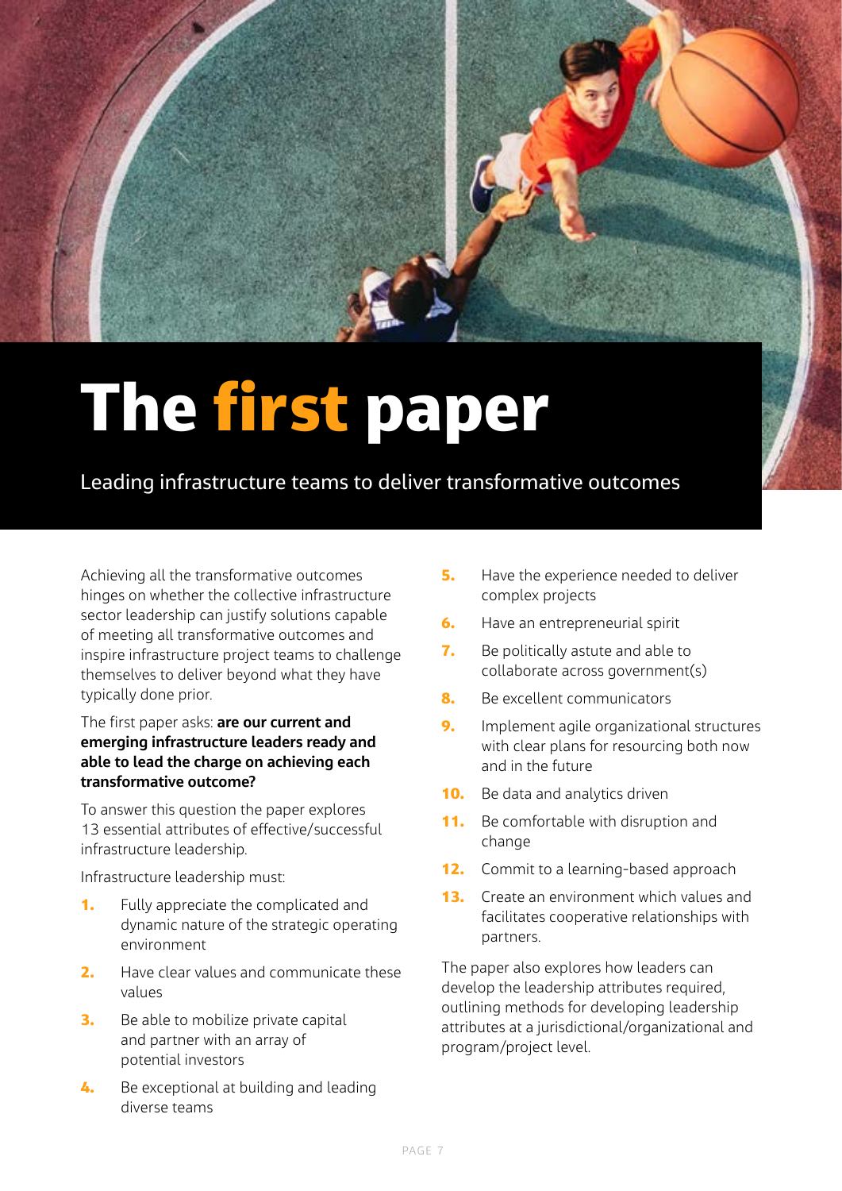# The first paper

Leading infrastructure teams to deliver transformative outcomes

Achieving all the transformative outcomes hinges on whether the collective infrastructure sector leadership can justify solutions capable of meeting all transformative outcomes and inspire infrastructure project teams to challenge themselves to deliver beyond what they have typically done prior.

The first paper asks: **are our current and emerging infrastructure leaders ready and able to lead the charge on achieving each transformative outcome?**

To answer this question the paper explores 13 essential attributes of effective/successful infrastructure leadership.

Infrastructure leadership must:

1. Fully appreciate the complicated and dynamic nature of the strategic operating environment
2. Have clear values and communicate these values
3. Be able to mobilize private capital and partner with an array of potential investors
4. Be exceptional at building and leading diverse teams
5. Have the experience needed to deliver complex projects
6. Have an entrepreneurial spirit
7. Be politically astute and able to collaborate across government(s)
8. Be excellent communicators
9. Implement agile organizational structures with clear plans for resourcing both now and in the future
10. Be data and analytics driven
11. Be comfortable with disruption and change
12. Commit to a learning-based approach
13. Create an environment which values and facilitates cooperative relationships with partners.

The paper also explores how leaders can develop the leadership attributes required, outlining methods for developing leadership attributes at a jurisdictional/organizational and program/project level.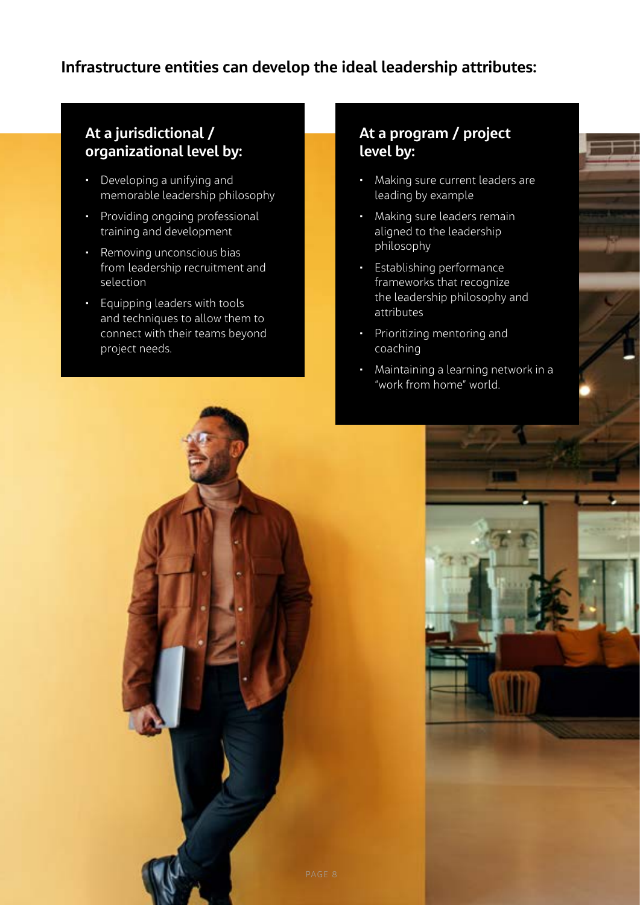## Infrastructure entities can develop the ideal leadership attributes:

### At a jurisdictional / organizational level by:

- Developing a unifying and memorable leadership philosophy
- Providing ongoing professional training and development
- Removing unconscious bias from leadership recruitment and selection
- Equipping leaders with tools and techniques to allow them to connect with their teams beyond project needs.

### At a program / project level by:

- Making sure current leaders are leading by example
- Making sure leaders remain aligned to the leadership philosophy
- Establishing performance frameworks that recognize the leadership philosophy and attributes
- Prioritizing mentoring and coaching
- Maintaining a learning network in a "work from home" world.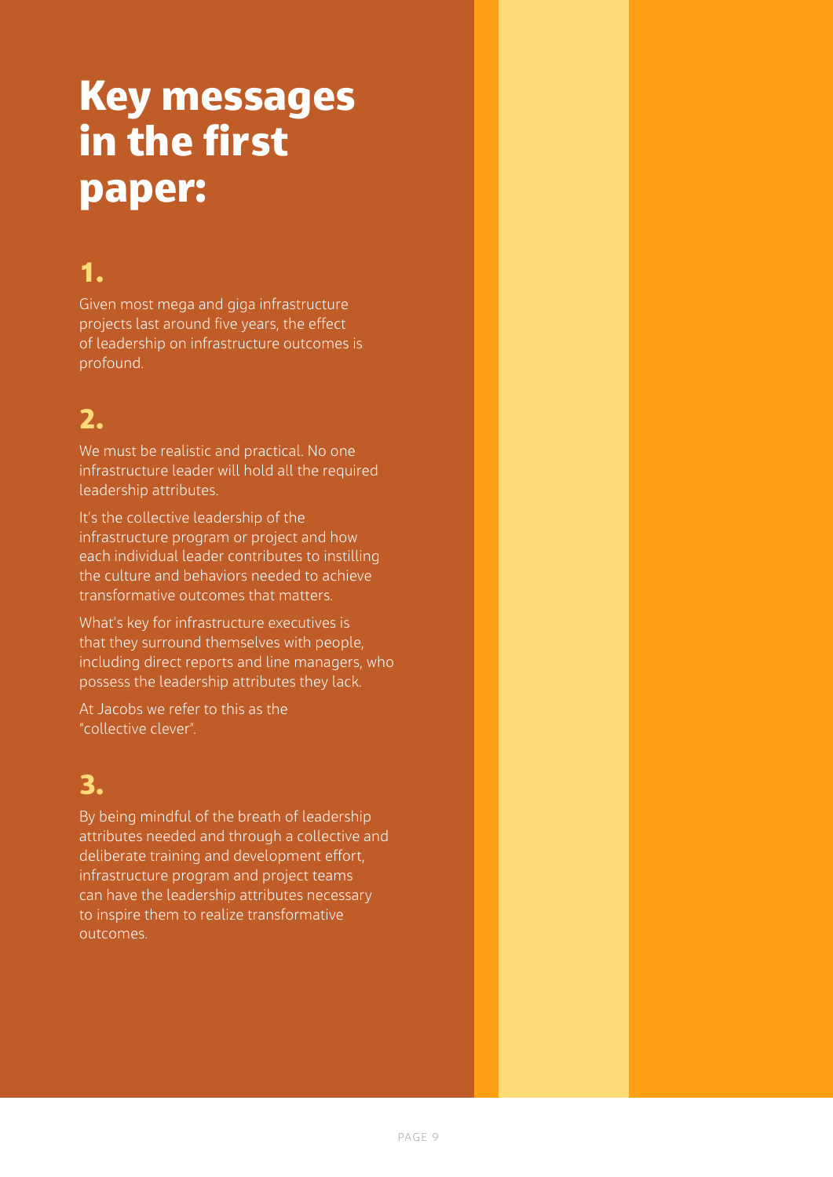# Key messages in the first paper:

## 1.

Given most mega and giga infrastructure projects last around five years, the effect of leadership on infrastructure outcomes is profound.

## 2.

We must be realistic and practical. No one infrastructure leader will hold all the required leadership attributes.

It's the collective leadership of the infrastructure program or project and how each individual leader contributes to instilling the culture and behaviors needed to achieve transformative outcomes that matters.

What's key for infrastructure executives is that they surround themselves with people, including direct reports and line managers, who possess the leadership attributes they lack.

At Jacobs we refer to this as the "collective clever".

## 3.

By being mindful of the breath of leadership attributes needed and through a collective and deliberate training and development effort, infrastructure program and project teams can have the leadership attributes necessary to inspire them to realize transformative outcomes.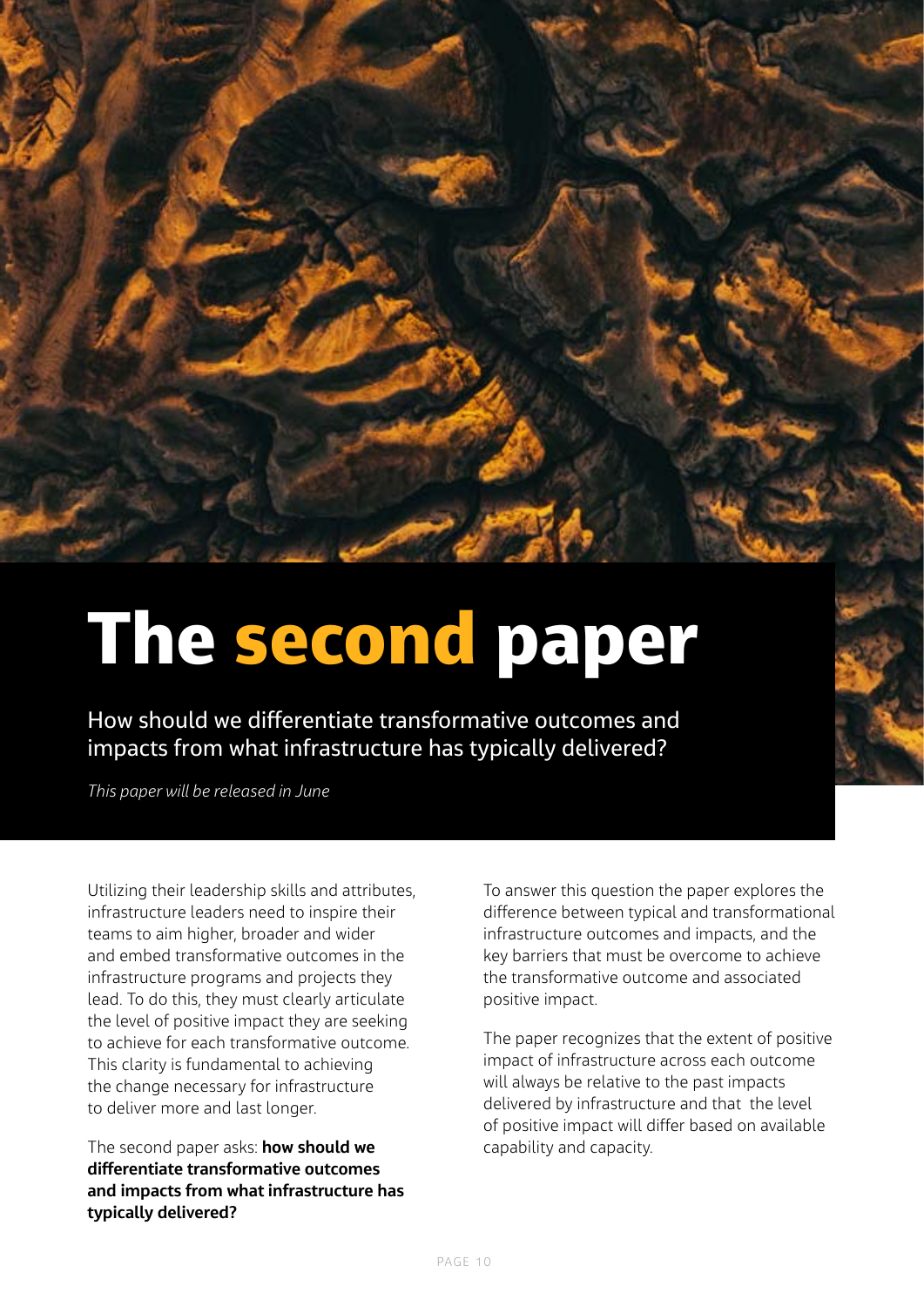# The second paper

How should we differentiate transformative outcomes and impacts from what infrastructure has typically delivered?

*This paper will be released in June*

Utilizing their leadership skills and attributes, infrastructure leaders need to inspire their teams to aim higher, broader and wider and embed transformative outcomes in the infrastructure programs and projects they lead. To do this, they must clearly articulate the level of positive impact they are seeking to achieve for each transformative outcome. This clarity is fundamental to achieving the change necessary for infrastructure to deliver more and last longer.

The second paper asks: **how should we differentiate transformative outcomes and impacts from what infrastructure has typically delivered?**

To answer this question the paper explores the difference between typical and transformational infrastructure outcomes and impacts, and the key barriers that must be overcome to achieve the transformative outcome and associated positive impact.

The paper recognizes that the extent of positive impact of infrastructure across each outcome will always be relative to the past impacts delivered by infrastructure and that the level of positive impact will differ based on available capability and capacity.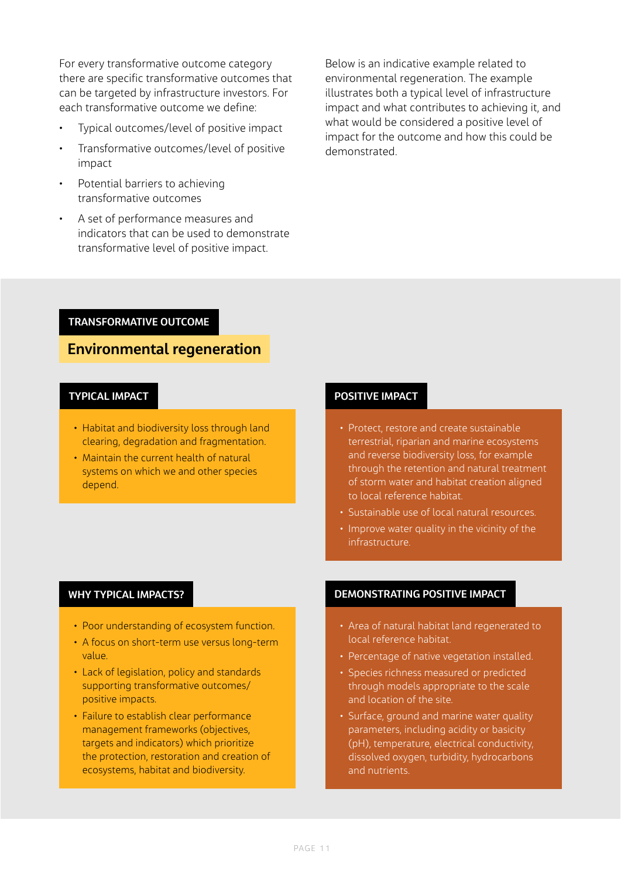For every transformative outcome category there are specific transformative outcomes that can be targeted by infrastructure investors. For each transformative outcome we define:

- Typical outcomes/level of positive impact
- Transformative outcomes/level of positive impact
- Potential barriers to achieving transformative outcomes
- A set of performance measures and indicators that can be used to demonstrate transformative level of positive impact.

Below is an indicative example related to environmental regeneration. The example illustrates both a typical level of infrastructure impact and what contributes to achieving it, and what would be considered a positive level of impact for the outcome and how this could be demonstrated.

## TRANSFORMATIVE OUTCOME

## Environmental regeneration

### TYPICAL IMPACT

- Habitat and biodiversity loss through land clearing, degradation and fragmentation.
- Maintain the current health of natural systems on which we and other species depend.

### POSITIVE IMPACT

- Protect, restore and create sustainable terrestrial, riparian and marine ecosystems and reverse biodiversity loss, for example through the retention and natural treatment of storm water and habitat creation aligned to local reference habitat.
- Sustainable use of local natural resources.
- Improve water quality in the vicinity of the infrastructure.

### WHY TYPICAL IMPACTS?

- Poor understanding of ecosystem function.
- A focus on short-term use versus long-term value.
- Lack of legislation, policy and standards supporting transformative outcomes/ positive impacts.
- Failure to establish clear performance management frameworks (objectives, targets and indicators) which prioritize the protection, restoration and creation of ecosystems, habitat and biodiversity.

### DEMONSTRATING POSITIVE IMPACT

- Area of natural habitat land regenerated to local reference habitat.
- Percentage of native vegetation installed.
- Species richness measured or predicted through models appropriate to the scale and location of the site.
- Surface, ground and marine water quality parameters, including acidity or basicity (pH), temperature, electrical conductivity, dissolved oxygen, turbidity, hydrocarbons and nutrients.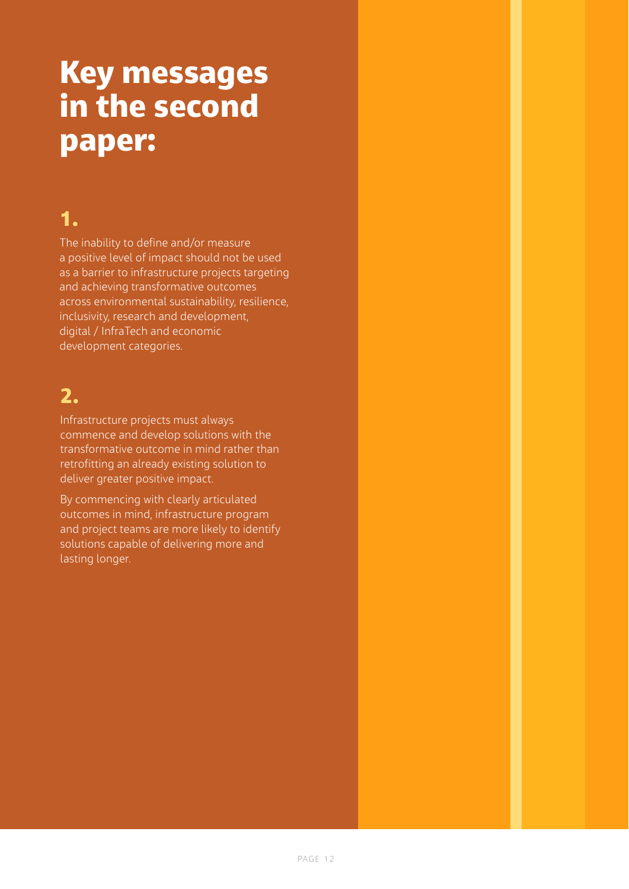# Key messages in the second paper:

## 1.

The inability to define and/or measure a positive level of impact should not be used as a barrier to infrastructure projects targeting and achieving transformative outcomes across environmental sustainability, resilience, inclusivity, research and development, digital / InfraTech and economic development categories.

## 2.

Infrastructure projects must always commence and develop solutions with the transformative outcome in mind rather than retrofitting an already existing solution to deliver greater positive impact.

By commencing with clearly articulated outcomes in mind, infrastructure program and project teams are more likely to identify solutions capable of delivering more and lasting longer.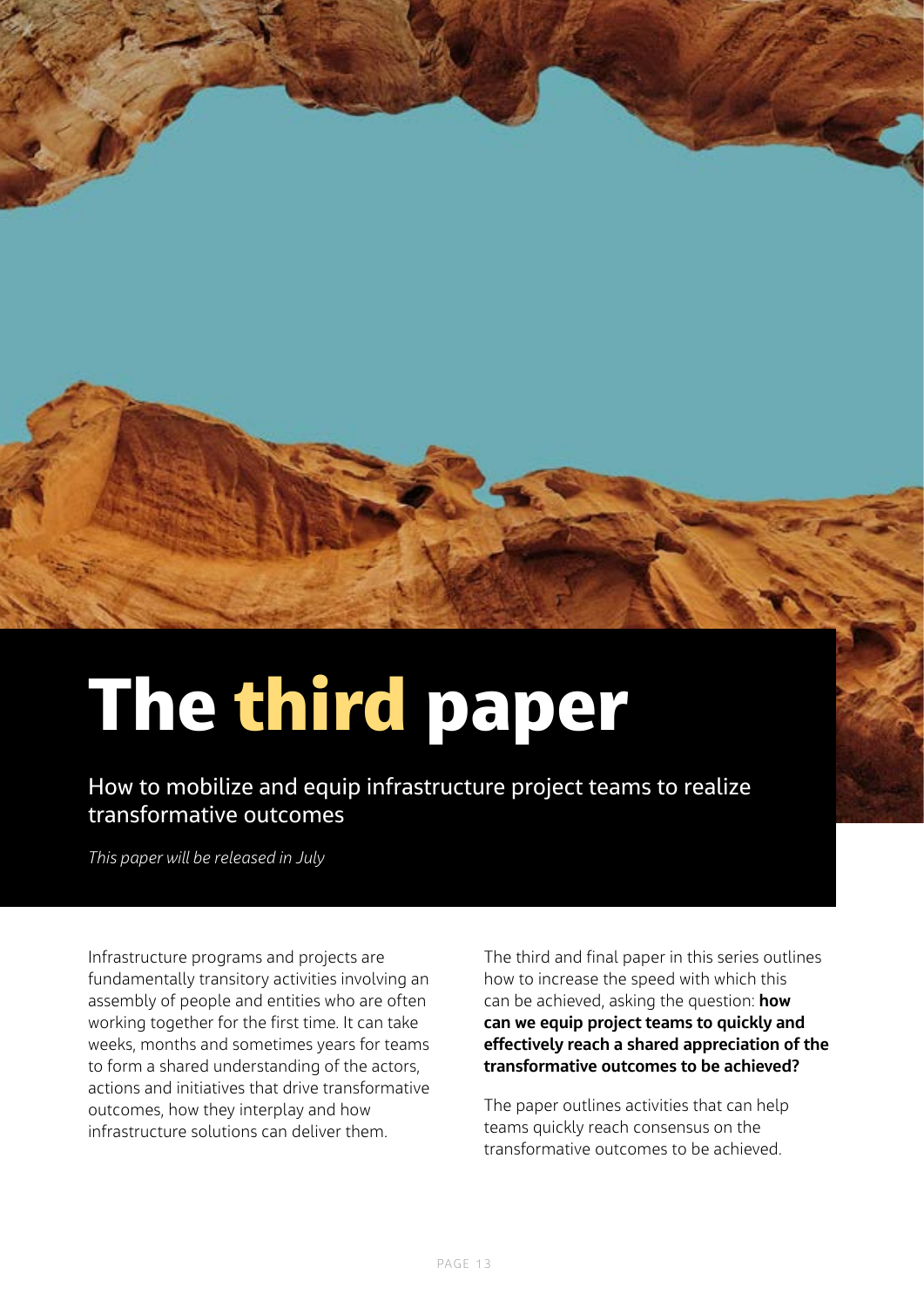# The third paper

How to mobilize and equip infrastructure project teams to realize transformative outcomes

*This paper will be released in July*

Infrastructure programs and projects are fundamentally transitory activities involving an assembly of people and entities who are often working together for the first time. It can take weeks, months and sometimes years for teams to form a shared understanding of the actors, actions and initiatives that drive transformative outcomes, how they interplay and how infrastructure solutions can deliver them.

The third and final paper in this series outlines how to increase the speed with which this can be achieved, asking the question: **how can we equip project teams to quickly and effectively reach a shared appreciation of the transformative outcomes to be achieved?**

The paper outlines activities that can help teams quickly reach consensus on the transformative outcomes to be achieved.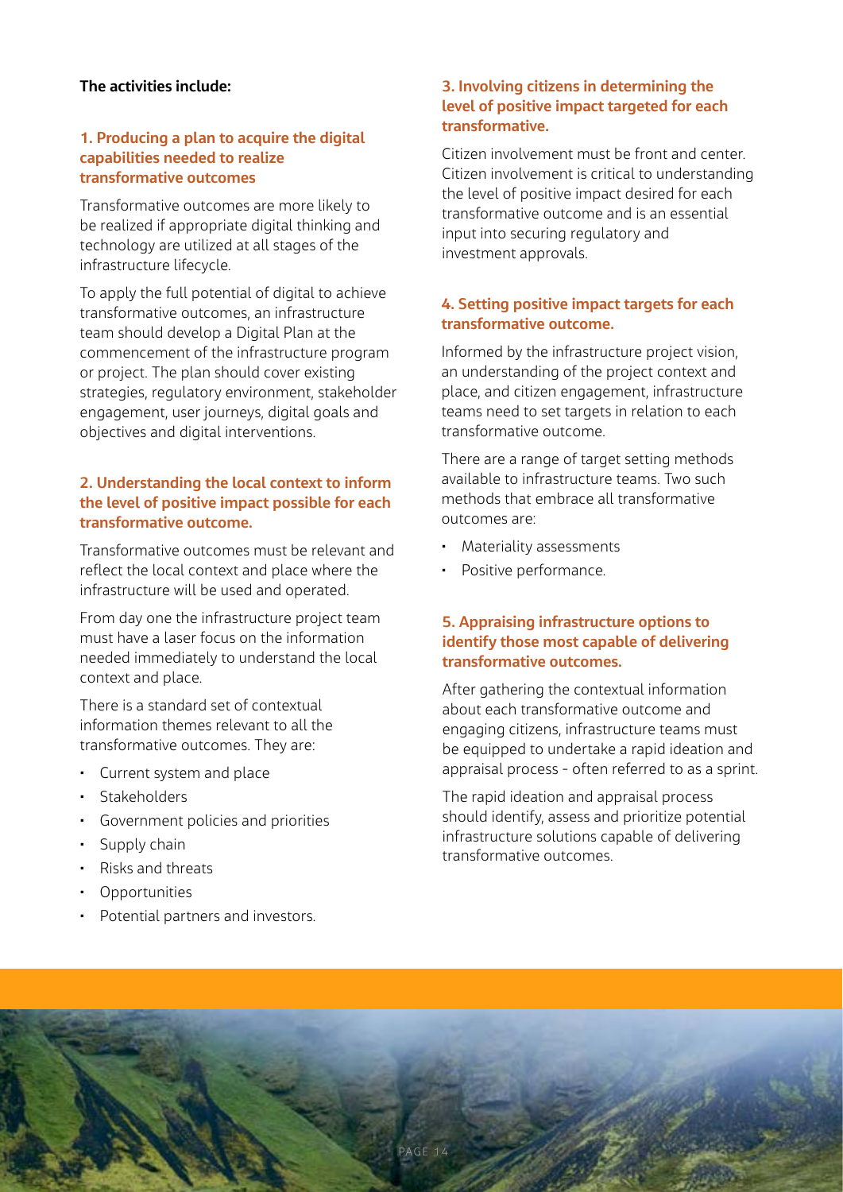**The activities include:**

### 1. Producing a plan to acquire the digital capabilities needed to realize transformative outcomes

Transformative outcomes are more likely to be realized if appropriate digital thinking and technology are utilized at all stages of the infrastructure lifecycle.

To apply the full potential of digital to achieve transformative outcomes, an infrastructure team should develop a Digital Plan at the commencement of the infrastructure program or project. The plan should cover existing strategies, regulatory environment, stakeholder engagement, user journeys, digital goals and objectives and digital interventions.

### 2. Understanding the local context to inform the level of positive impact possible for each transformative outcome.

Transformative outcomes must be relevant and reflect the local context and place where the infrastructure will be used and operated.

From day one the infrastructure project team must have a laser focus on the information needed immediately to understand the local context and place.

There is a standard set of contextual information themes relevant to all the transformative outcomes. They are:

- Current system and place
- Stakeholders
- Government policies and priorities
- Supply chain
- Risks and threats
- Opportunities
- Potential partners and investors.

### 3. Involving citizens in determining the level of positive impact targeted for each transformative.

Citizen involvement must be front and center. Citizen involvement is critical to understanding the level of positive impact desired for each transformative outcome and is an essential input into securing regulatory and investment approvals.

### 4. Setting positive impact targets for each transformative outcome.

Informed by the infrastructure project vision, an understanding of the project context and place, and citizen engagement, infrastructure teams need to set targets in relation to each transformative outcome.

There are a range of target setting methods available to infrastructure teams. Two such methods that embrace all transformative outcomes are:

- Materiality assessments
- Positive performance.

### 5. Appraising infrastructure options to identify those most capable of delivering transformative outcomes.

After gathering the contextual information about each transformative outcome and engaging citizens, infrastructure teams must be equipped to undertake a rapid ideation and appraisal process - often referred to as a sprint.

The rapid ideation and appraisal process should identify, assess and prioritize potential infrastructure solutions capable of delivering transformative outcomes.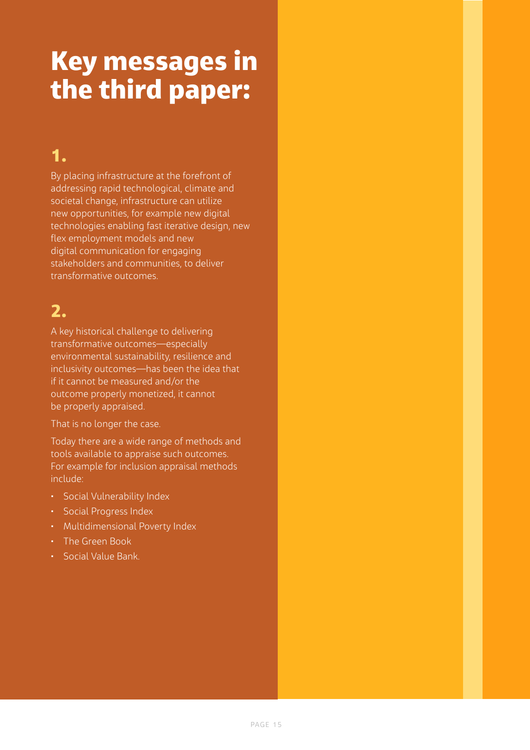# Key messages in the third paper:

## 1.

By placing infrastructure at the forefront of addressing rapid technological, climate and societal change, infrastructure can utilize new opportunities, for example new digital technologies enabling fast iterative design, new flex employment models and new digital communication for engaging stakeholders and communities, to deliver transformative outcomes.

## 2.

A key historical challenge to delivering transformative outcomes—especially environmental sustainability, resilience and inclusivity outcomes—has been the idea that if it cannot be measured and/or the outcome properly monetized, it cannot be properly appraised.

That is no longer the case.

Today there are a wide range of methods and tools available to appraise such outcomes. For example for inclusion appraisal methods include:

- Social Vulnerability Index
- Social Progress Index
- Multidimensional Poverty Index
- The Green Book
- Social Value Bank.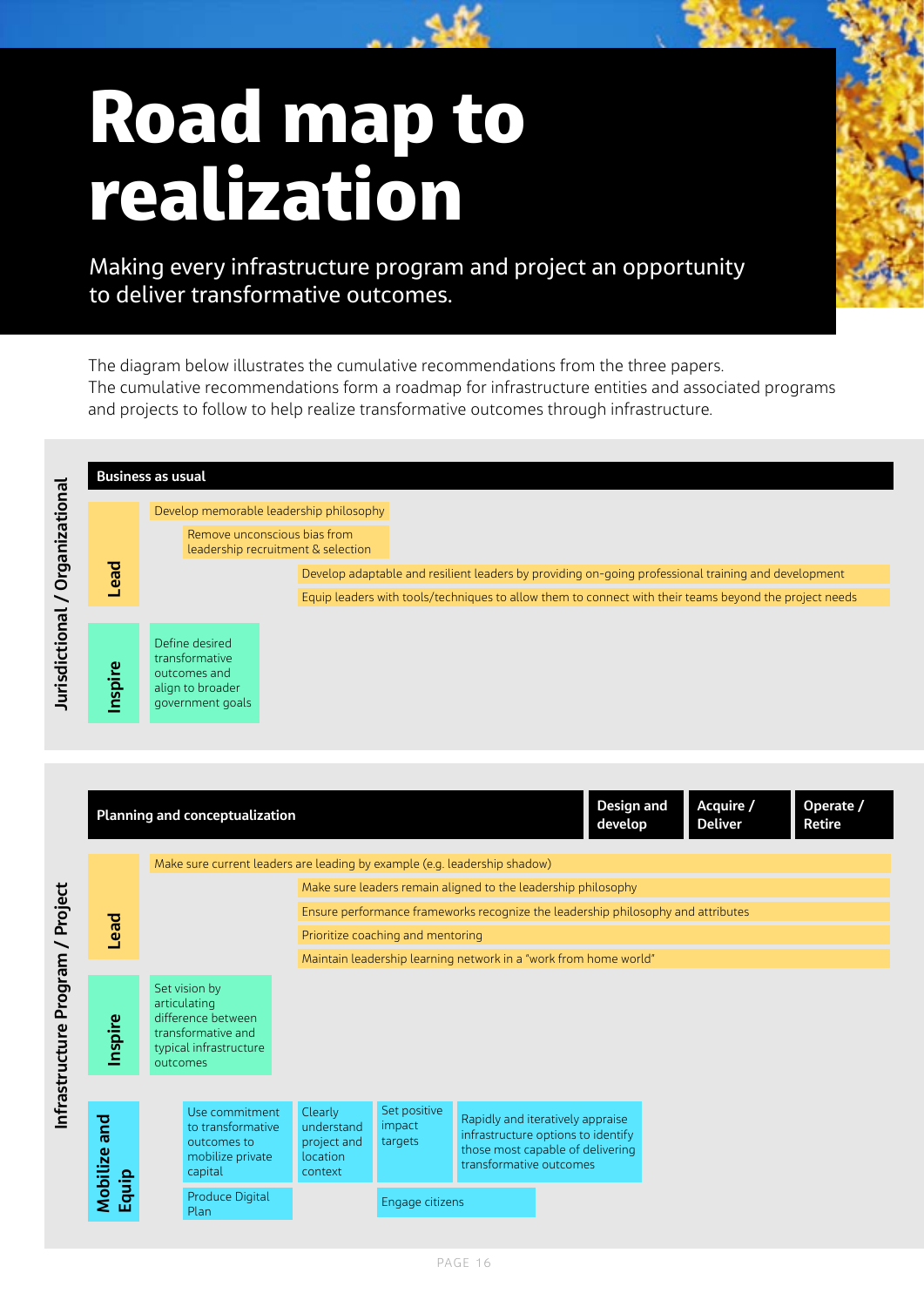# Road map to realization

Making every infrastructure program and project an opportunity to deliver transformative outcomes.

The diagram below illustrates the cumulative recommendations from the three papers. The cumulative recommendations form a roadmap for infrastructure entities and associated programs and projects to follow to help realize transformative outcomes through infrastructure.

## Jurisdictional / Organizational

**Business as usual**

**Lead**

- Develop memorable leadership philosophy
- Remove unconscious bias from leadership recruitment & selection
- Develop adaptable and resilient leaders by providing on-going professional training and development
- Equip leaders with tools/techniques to allow them to connect with their teams beyond the project needs

**Inspire**

- Define desired transformative outcomes and align to broader government goals

## Infrastructure Program / Project

**Planning and conceptualization** | **Design and develop** | **Acquire / Deliver** | **Operate / Retire**

**Lead**

- Make sure current leaders are leading by example (e.g. leadership shadow)
- Make sure leaders remain aligned to the leadership philosophy
- Ensure performance frameworks recognize the leadership philosophy and attributes
- Prioritize coaching and mentoring
- Maintain leadership learning network in a "work from home world"

**Inspire**

- Set vision by articulating difference between transformative and typical infrastructure outcomes

**Mobilize and Equip**

- Use commitment to transformative outcomes to mobilize private capital
- Produce Digital Plan
- Clearly understand project and location context
- Set positive impact targets
- Engage citizens
- Rapidly and iteratively appraise infrastructure options to identify those most capable of delivering transformative outcomes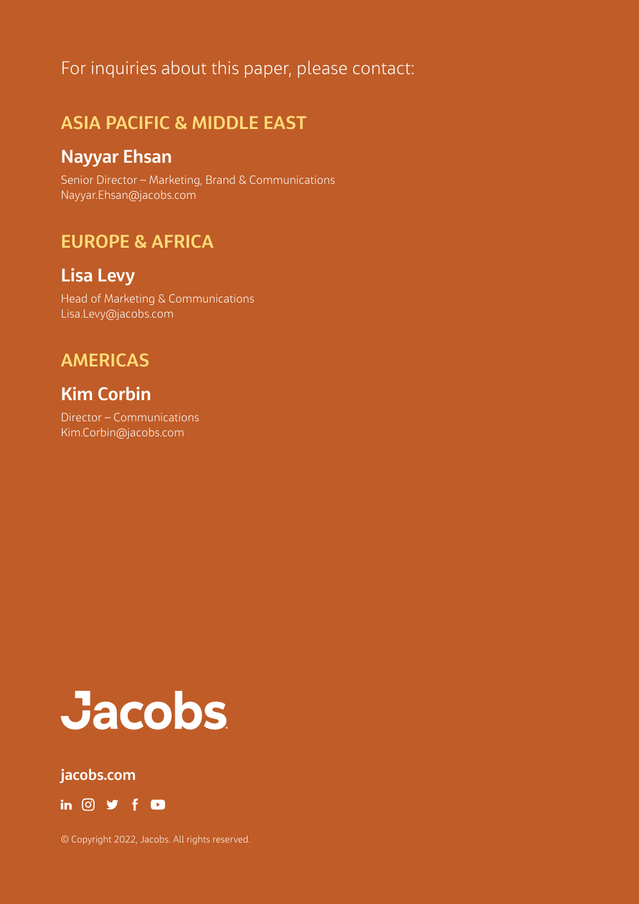For inquiries about this paper, please contact:

## ASIA PACIFIC & MIDDLE EAST

### Nayyar Ehsan

Senior Director – Marketing, Brand & Communications
Nayyar.Ehsan@jacobs.com

## EUROPE & AFRICA

### Lisa Levy

Head of Marketing & Communications
Lisa.Levy@jacobs.com

## AMERICAS

### Kim Corbin

Director – Communications
Kim.Corbin@jacobs.com

Jacobs

**jacobs.com**

© Copyright 2022, Jacobs. All rights reserved.